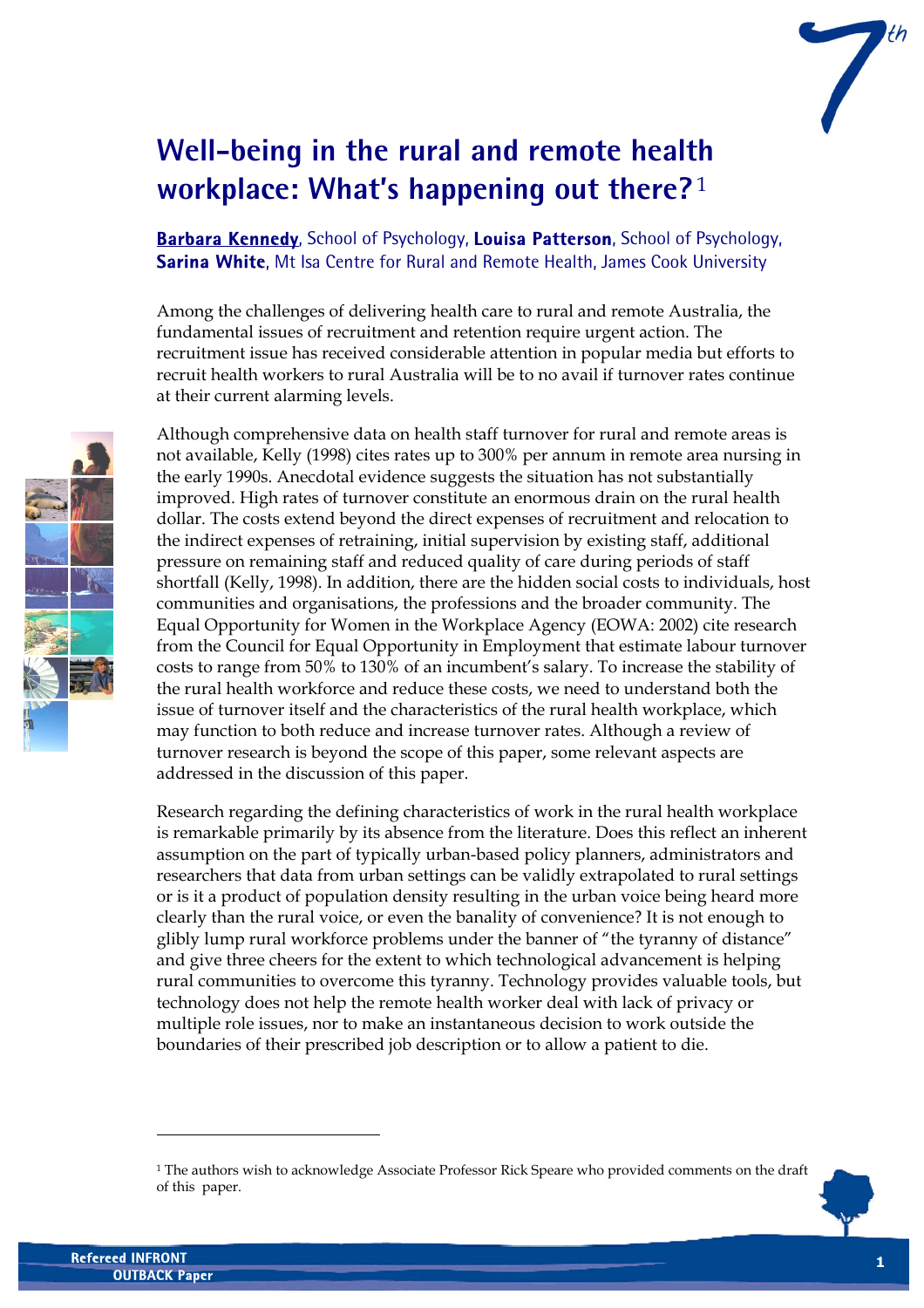# Well-being in the rural and remote health workplace: What's happening out there?[1]

**Barbara Kennedy**, School of Psychology, **Louisa Patterson**, School of Psychology, **Sarina White**, Mt Isa Centre for Rural and Remote Health, James Cook University

Among the challenges of delivering health care to rural and remote Australia, the fundamental issues of recruitment and retention require urgent action. The recruitment issue has received considerable attention in popular media but efforts to recruit health workers to rural Australia will be to no avail if turnover rates continue at their current alarming levels.

Although comprehensive data on health staff turnover for rural and remote areas is not available, Kelly (1998) cites rates up to 300% per annum in remote area nursing in the early 1990s. Anecdotal evidence suggests the situation has not substantially improved. High rates of turnover constitute an enormous drain on the rural health dollar. The costs extend beyond the direct expenses of recruitment and relocation to the indirect expenses of retraining, initial supervision by existing staff, additional pressure on remaining staff and reduced quality of care during periods of staff shortfall (Kelly, 1998). In addition, there are the hidden social costs to individuals, host communities and organisations, the professions and the broader community. The Equal Opportunity for Women in the Workplace Agency (EOWA: 2002) cite research from the Council for Equal Opportunity in Employment that estimate labour turnover costs to range from 50% to 130% of an incumbent's salary. To increase the stability of the rural health workforce and reduce these costs, we need to understand both the issue of turnover itself and the characteristics of the rural health workplace, which may function to both reduce and increase turnover rates. Although a review of turnover research is beyond the scope of this paper, some relevant aspects are addressed in the discussion of this paper.

Research regarding the defining characteristics of work in the rural health workplace is remarkable primarily by its absence from the literature. Does this reflect an inherent assumption on the part of typically urban-based policy planners, administrators and researchers that data from urban settings can be validly extrapolated to rural settings or is it a product of population density resulting in the urban voice being heard more clearly than the rural voice, or even the banality of convenience? It is not enough to glibly lump rural workforce problems under the banner of "the tyranny of distance" and give three cheers for the extent to which technological advancement is helping rural communities to overcome this tyranny. Technology provides valuable tools, but technology does not help the remote health worker deal with lack of privacy or multiple role issues, nor to make an instantaneous decision to work outside the boundaries of their prescribed job description or to allow a patient to die.

---

[1] The authors wish to acknowledge Associate Professor Rick Speare who provided comments on the draft of this paper.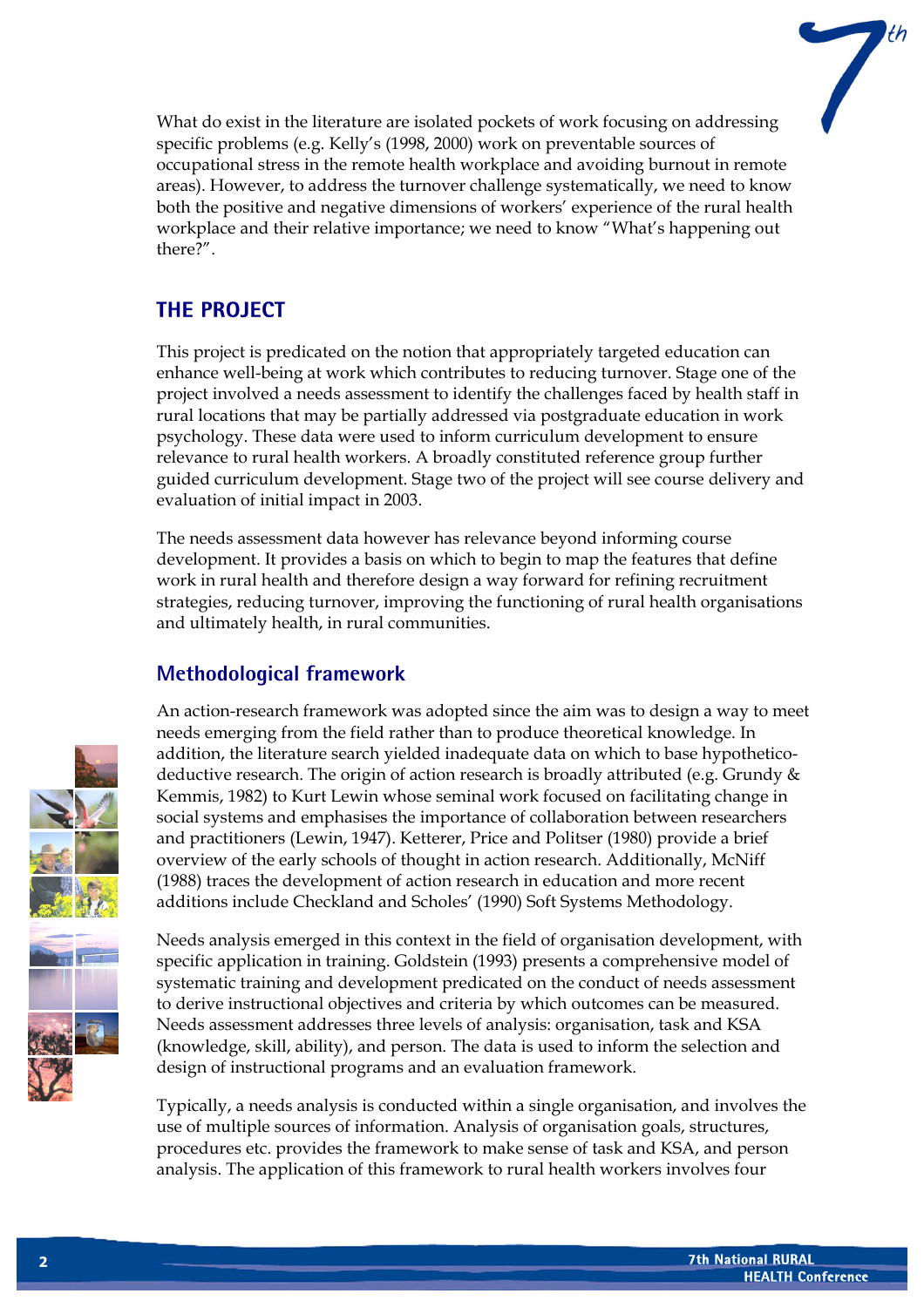What do exist in the literature are isolated pockets of work focusing on addressing specific problems (e.g. Kelly's (1998, 2000) work on preventable sources of occupational stress in the remote health workplace and avoiding burnout in remote areas). However, to address the turnover challenge systematically, we need to know both the positive and negative dimensions of workers' experience of the rural health workplace and their relative importance; we need to know "What's happening out there?".

## THE PROJECT

This project is predicated on the notion that appropriately targeted education can enhance well-being at work which contributes to reducing turnover. Stage one of the project involved a needs assessment to identify the challenges faced by health staff in rural locations that may be partially addressed via postgraduate education in work psychology. These data were used to inform curriculum development to ensure relevance to rural health workers. A broadly constituted reference group further guided curriculum development. Stage two of the project will see course delivery and evaluation of initial impact in 2003.

The needs assessment data however has relevance beyond informing course development. It provides a basis on which to begin to map the features that define work in rural health and therefore design a way forward for refining recruitment strategies, reducing turnover, improving the functioning of rural health organisations and ultimately health, in rural communities.

### Methodological framework

An action-research framework was adopted since the aim was to design a way to meet needs emerging from the field rather than to produce theoretical knowledge. In addition, the literature search yielded inadequate data on which to base hypothetico-deductive research. The origin of action research is broadly attributed (e.g. Grundy & Kemmis, 1982) to Kurt Lewin whose seminal work focused on facilitating change in social systems and emphasises the importance of collaboration between researchers and practitioners (Lewin, 1947). Ketterer, Price and Politser (1980) provide a brief overview of the early schools of thought in action research. Additionally, McNiff (1988) traces the development of action research in education and more recent additions include Checkland and Scholes' (1990) Soft Systems Methodology.

Needs analysis emerged in this context in the field of organisation development, with specific application in training. Goldstein (1993) presents a comprehensive model of systematic training and development predicated on the conduct of needs assessment to derive instructional objectives and criteria by which outcomes can be measured. Needs assessment addresses three levels of analysis: organisation, task and KSA (knowledge, skill, ability), and person. The data is used to inform the selection and design of instructional programs and an evaluation framework.

Typically, a needs analysis is conducted within a single organisation, and involves the use of multiple sources of information. Analysis of organisation goals, structures, procedures etc. provides the framework to make sense of task and KSA, and person analysis. The application of this framework to rural health workers involves four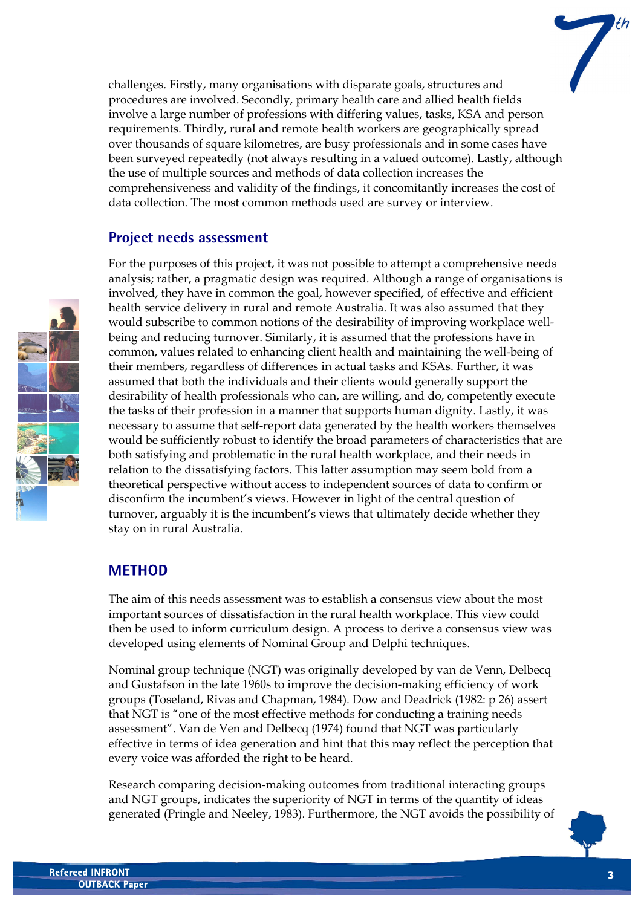challenges. Firstly, many organisations with disparate goals, structures and procedures are involved. Secondly, primary health care and allied health fields involve a large number of professions with differing values, tasks, KSA and person requirements. Thirdly, rural and remote health workers are geographically spread over thousands of square kilometres, are busy professionals and in some cases have been surveyed repeatedly (not always resulting in a valued outcome). Lastly, although the use of multiple sources and methods of data collection increases the comprehensiveness and validity of the findings, it concomitantly increases the cost of data collection. The most common methods used are survey or interview.

## Project needs assessment

For the purposes of this project, it was not possible to attempt a comprehensive needs analysis; rather, a pragmatic design was required. Although a range of organisations is involved, they have in common the goal, however specified, of effective and efficient health service delivery in rural and remote Australia. It was also assumed that they would subscribe to common notions of the desirability of improving workplace well-being and reducing turnover. Similarly, it is assumed that the professions have in common, values related to enhancing client health and maintaining the well-being of their members, regardless of differences in actual tasks and KSAs. Further, it was assumed that both the individuals and their clients would generally support the desirability of health professionals who can, are willing, and do, competently execute the tasks of their profession in a manner that supports human dignity. Lastly, it was necessary to assume that self-report data generated by the health workers themselves would be sufficiently robust to identify the broad parameters of characteristics that are both satisfying and problematic in the rural health workplace, and their needs in relation to the dissatisfying factors. This latter assumption may seem bold from a theoretical perspective without access to independent sources of data to confirm or disconfirm the incumbent's views. However in light of the central question of turnover, arguably it is the incumbent's views that ultimately decide whether they stay on in rural Australia.

# METHOD

The aim of this needs assessment was to establish a consensus view about the most important sources of dissatisfaction in the rural health workplace. This view could then be used to inform curriculum design. A process to derive a consensus view was developed using elements of Nominal Group and Delphi techniques.

Nominal group technique (NGT) was originally developed by van de Venn, Delbecq and Gustafson in the late 1960s to improve the decision-making efficiency of work groups (Toseland, Rivas and Chapman, 1984). Dow and Deadrick (1982: p 26) assert that NGT is "one of the most effective methods for conducting a training needs assessment". Van de Ven and Delbecq (1974) found that NGT was particularly effective in terms of idea generation and hint that this may reflect the perception that every voice was afforded the right to be heard.

Research comparing decision-making outcomes from traditional interacting groups and NGT groups, indicates the superiority of NGT in terms of the quantity of ideas generated (Pringle and Neeley, 1983). Furthermore, the NGT avoids the possibility of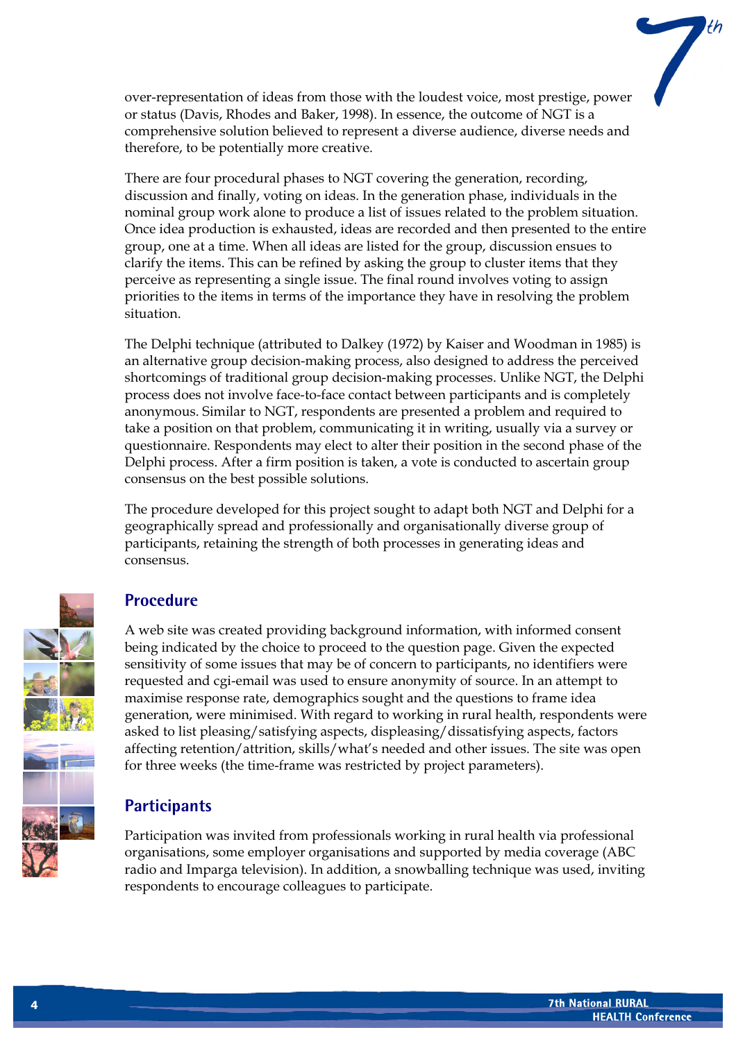over-representation of ideas from those with the loudest voice, most prestige, power or status (Davis, Rhodes and Baker, 1998). In essence, the outcome of NGT is a comprehensive solution believed to represent a diverse audience, diverse needs and therefore, to be potentially more creative.

There are four procedural phases to NGT covering the generation, recording, discussion and finally, voting on ideas. In the generation phase, individuals in the nominal group work alone to produce a list of issues related to the problem situation. Once idea production is exhausted, ideas are recorded and then presented to the entire group, one at a time. When all ideas are listed for the group, discussion ensues to clarify the items. This can be refined by asking the group to cluster items that they perceive as representing a single issue. The final round involves voting to assign priorities to the items in terms of the importance they have in resolving the problem situation.

The Delphi technique (attributed to Dalkey (1972) by Kaiser and Woodman in 1985) is an alternative group decision-making process, also designed to address the perceived shortcomings of traditional group decision-making processes. Unlike NGT, the Delphi process does not involve face-to-face contact between participants and is completely anonymous. Similar to NGT, respondents are presented a problem and required to take a position on that problem, communicating it in writing, usually via a survey or questionnaire. Respondents may elect to alter their position in the second phase of the Delphi process. After a firm position is taken, a vote is conducted to ascertain group consensus on the best possible solutions.

The procedure developed for this project sought to adapt both NGT and Delphi for a geographically spread and professionally and organisationally diverse group of participants, retaining the strength of both processes in generating ideas and consensus.

## Procedure

A web site was created providing background information, with informed consent being indicated by the choice to proceed to the question page. Given the expected sensitivity of some issues that may be of concern to participants, no identifiers were requested and cgi-email was used to ensure anonymity of source. In an attempt to maximise response rate, demographics sought and the questions to frame idea generation, were minimised. With regard to working in rural health, respondents were asked to list pleasing/satisfying aspects, displeasing/dissatisfying aspects, factors affecting retention/attrition, skills/what's needed and other issues. The site was open for three weeks (the time-frame was restricted by project parameters).

## Participants

Participation was invited from professionals working in rural health via professional organisations, some employer organisations and supported by media coverage (ABC radio and Imparga television). In addition, a snowballing technique was used, inviting respondents to encourage colleagues to participate.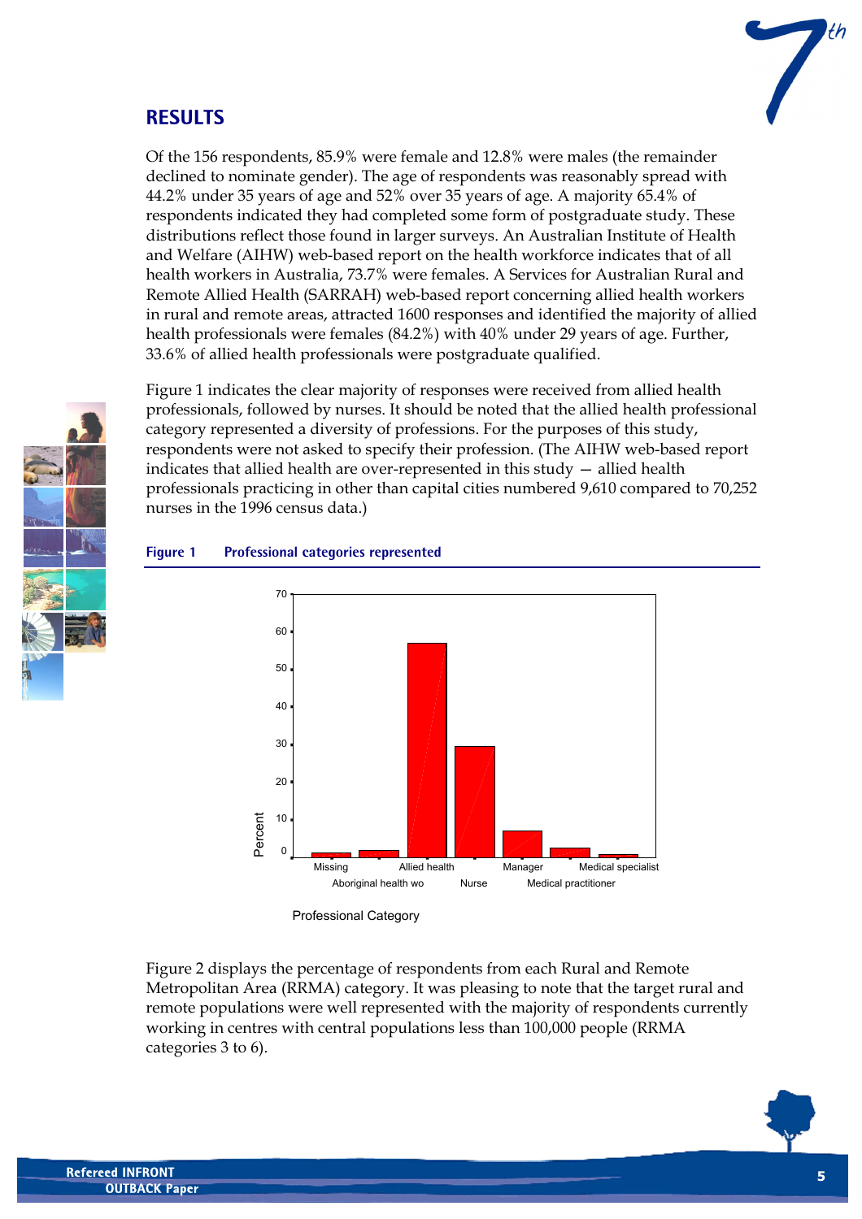## RESULTS

Of the 156 respondents, 85.9% were female and 12.8% were males (the remainder declined to nominate gender). The age of respondents was reasonably spread with 44.2% under 35 years of age and 52% over 35 years of age. A majority 65.4% of respondents indicated they had completed some form of postgraduate study. These distributions reflect those found in larger surveys. An Australian Institute of Health and Welfare (AIHW) web-based report on the health workforce indicates that of all health workers in Australia, 73.7% were females. A Services for Australian Rural and Remote Allied Health (SARRAH) web-based report concerning allied health workers in rural and remote areas, attracted 1600 responses and identified the majority of allied health professionals were females (84.2%) with 40% under 29 years of age. Further, 33.6% of allied health professionals were postgraduate qualified.

Figure 1 indicates the clear majority of responses were received from allied health professionals, followed by nurses. It should be noted that the allied health professional category represented a diversity of professions. For the purposes of this study, respondents were not asked to specify their profession. (The AIHW web-based report indicates that allied health are over-represented in this study — allied health professionals practicing in other than capital cities numbered 9,610 compared to 70,252 nurses in the 1996 census data.)

**Figure 1 Professional categories represented**

Figure 2 displays the percentage of respondents from each Rural and Remote Metropolitan Area (RRMA) category. It was pleasing to note that the target rural and remote populations were well represented with the majority of respondents currently working in centres with central populations less than 100,000 people (RRMA categories 3 to 6).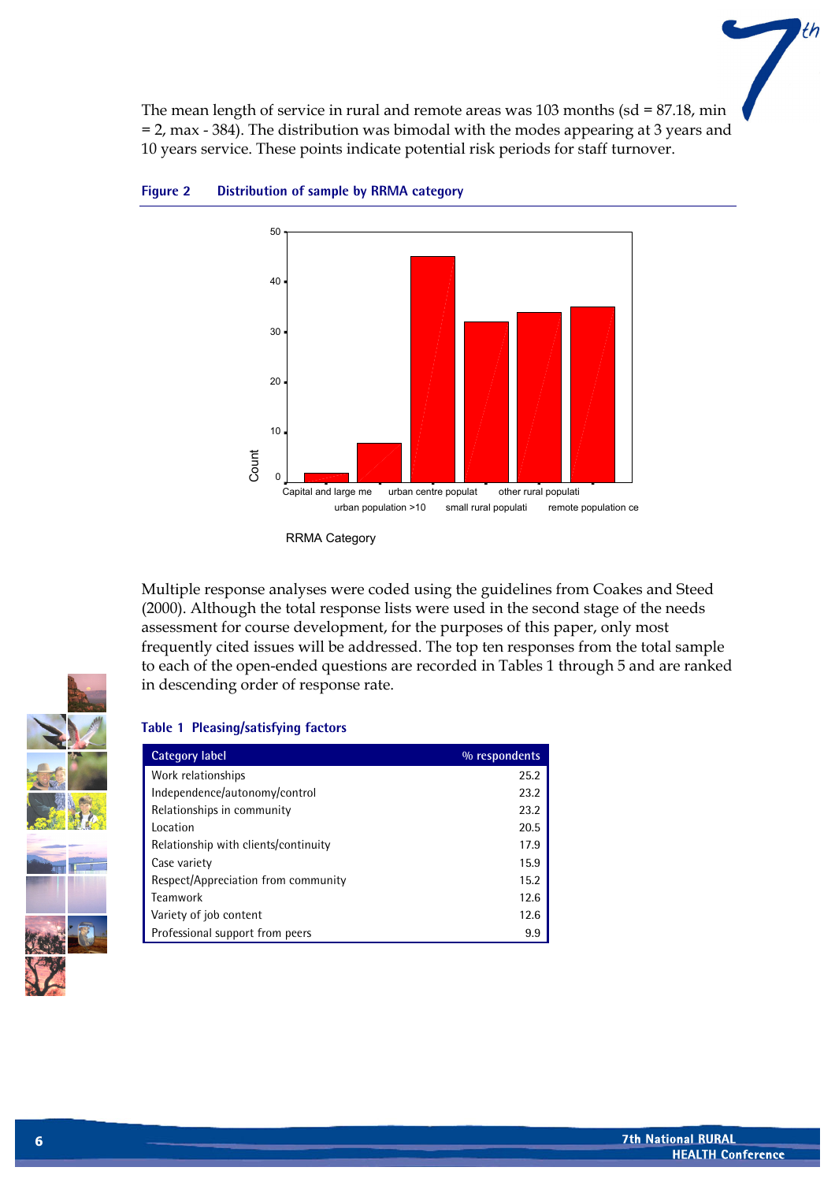The mean length of service in rural and remote areas was 103 months (sd = 87.18, min = 2, max - 384). The distribution was bimodal with the modes appearing at 3 years and 10 years service. These points indicate potential risk periods for staff turnover.

**Figure 2 Distribution of sample by RRMA category**

Multiple response analyses were coded using the guidelines from Coakes and Steed (2000). Although the total response lists were used in the second stage of the needs assessment for course development, for the purposes of this paper, only most frequently cited issues will be addressed. The top ten responses from the total sample to each of the open-ended questions are recorded in Tables 1 through 5 and are ranked in descending order of response rate.

**Table 1 Pleasing/satisfying factors**

| Category label | % respondents |
|---|---|
| Work relationships | 25.2 |
| Independence/autonomy/control | 23.2 |
| Relationships in community | 23.2 |
| Location | 20.5 |
| Relationship with clients/continuity | 17.9 |
| Case variety | 15.9 |
| Respect/Appreciation from community | 15.2 |
| Teamwork | 12.6 |
| Variety of job content | 12.6 |
| Professional support from peers | 9.9 |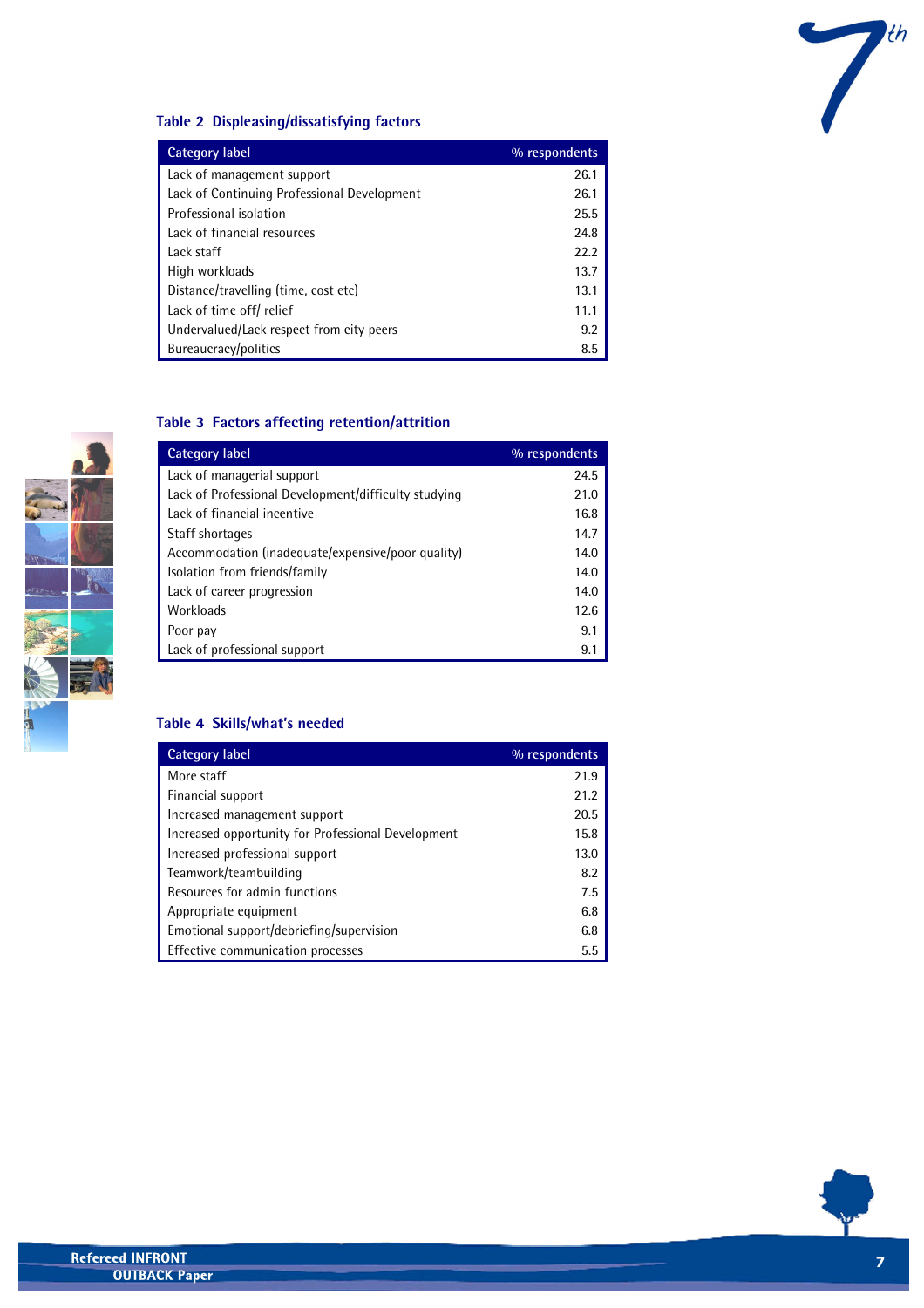**Table 2 Displeasing/dissatisfying factors**

| Category label | % respondents |
|---|---|
| Lack of management support | 26.1 |
| Lack of Continuing Professional Development | 26.1 |
| Professional isolation | 25.5 |
| Lack of financial resources | 24.8 |
| Lack staff | 22.2 |
| High workloads | 13.7 |
| Distance/travelling (time, cost etc) | 13.1 |
| Lack of time off/ relief | 11.1 |
| Undervalued/Lack respect from city peers | 9.2 |
| Bureaucracy/politics | 8.5 |

**Table 3 Factors affecting retention/attrition**

| Category label | % respondents |
|---|---|
| Lack of managerial support | 24.5 |
| Lack of Professional Development/difficulty studying | 21.0 |
| Lack of financial incentive | 16.8 |
| Staff shortages | 14.7 |
| Accommodation (inadequate/expensive/poor quality) | 14.0 |
| Isolation from friends/family | 14.0 |
| Lack of career progression | 14.0 |
| Workloads | 12.6 |
| Poor pay | 9.1 |
| Lack of professional support | 9.1 |

**Table 4 Skills/what's needed**

| Category label | % respondents |
|---|---|
| More staff | 21.9 |
| Financial support | 21.2 |
| Increased management support | 20.5 |
| Increased opportunity for Professional Development | 15.8 |
| Increased professional support | 13.0 |
| Teamwork/teambuilding | 8.2 |
| Resources for admin functions | 7.5 |
| Appropriate equipment | 6.8 |
| Emotional support/debriefing/supervision | 6.8 |
| Effective communication processes | 5.5 |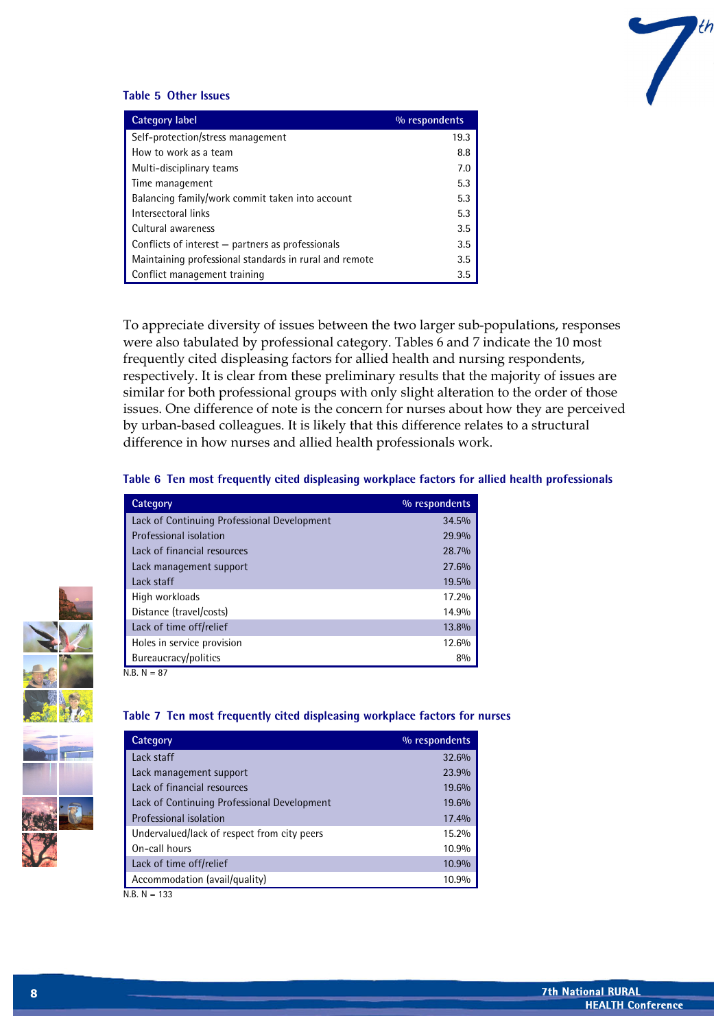**Table 5 Other Issues**

| Category label | % respondents |
|---|---|
| Self-protection/stress management | 19.3 |
| How to work as a team | 8.8 |
| Multi-disciplinary teams | 7.0 |
| Time management | 5.3 |
| Balancing family/work commit taken into account | 5.3 |
| Intersectoral links | 5.3 |
| Cultural awareness | 3.5 |
| Conflicts of interest – partners as professionals | 3.5 |
| Maintaining professional standards in rural and remote | 3.5 |
| Conflict management training | 3.5 |

To appreciate diversity of issues between the two larger sub-populations, responses were also tabulated by professional category. Tables 6 and 7 indicate the 10 most frequently cited displeasing factors for allied health and nursing respondents, respectively. It is clear from these preliminary results that the majority of issues are similar for both professional groups with only slight alteration to the order of those issues. One difference of note is the concern for nurses about how they are perceived by urban-based colleagues. It is likely that this difference relates to a structural difference in how nurses and allied health professionals work.

**Table 6 Ten most frequently cited displeasing workplace factors for allied health professionals**

| Category | % respondents |
|---|---|
| Lack of Continuing Professional Development | 34.5% |
| Professional isolation | 29.9% |
| Lack of financial resources | 28.7% |
| Lack management support | 27.6% |
| Lack staff | 19.5% |
| High workloads | 17.2% |
| Distance (travel/costs) | 14.9% |
| Lack of time off/relief | 13.8% |
| Holes in service provision | 12.6% |
| Bureaucracy/politics | 8% |

N.B. N = 87

**Table 7 Ten most frequently cited displeasing workplace factors for nurses**

| Category | % respondents |
|---|---|
| Lack staff | 32.6% |
| Lack management support | 23.9% |
| Lack of financial resources | 19.6% |
| Lack of Continuing Professional Development | 19.6% |
| Professional isolation | 17.4% |
| Undervalued/lack of respect from city peers | 15.2% |
| On-call hours | 10.9% |
| Lack of time off/relief | 10.9% |
| Accommodation (avail/quality) | 10.9% |

N.B. N = 133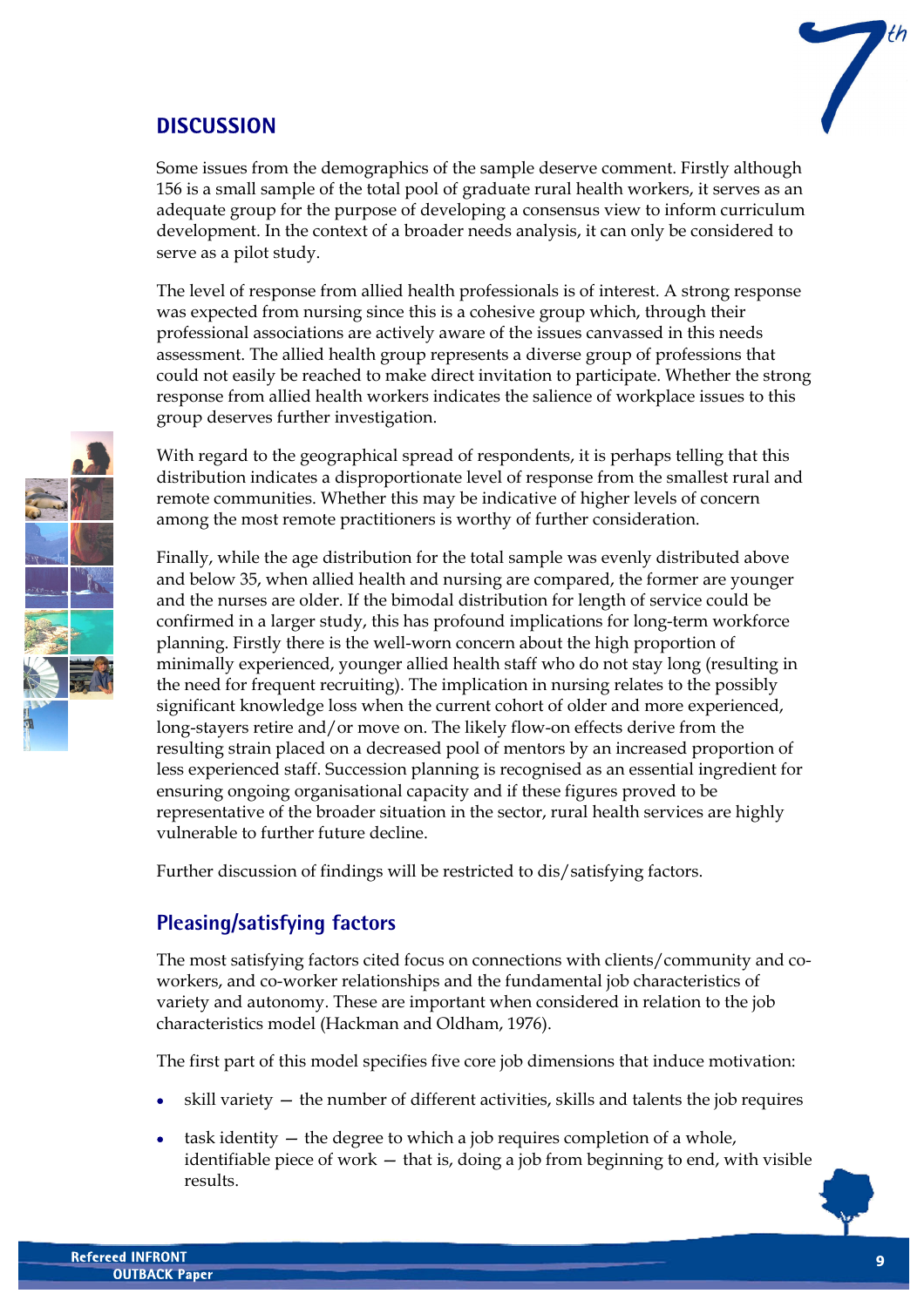## DISCUSSION

Some issues from the demographics of the sample deserve comment. Firstly although 156 is a small sample of the total pool of graduate rural health workers, it serves as an adequate group for the purpose of developing a consensus view to inform curriculum development. In the context of a broader needs analysis, it can only be considered to serve as a pilot study.

The level of response from allied health professionals is of interest. A strong response was expected from nursing since this is a cohesive group which, through their professional associations are actively aware of the issues canvassed in this needs assessment. The allied health group represents a diverse group of professions that could not easily be reached to make direct invitation to participate. Whether the strong response from allied health workers indicates the salience of workplace issues to this group deserves further investigation.

With regard to the geographical spread of respondents, it is perhaps telling that this distribution indicates a disproportionate level of response from the smallest rural and remote communities. Whether this may be indicative of higher levels of concern among the most remote practitioners is worthy of further consideration.

Finally, while the age distribution for the total sample was evenly distributed above and below 35, when allied health and nursing are compared, the former are younger and the nurses are older. If the bimodal distribution for length of service could be confirmed in a larger study, this has profound implications for long-term workforce planning. Firstly there is the well-worn concern about the high proportion of minimally experienced, younger allied health staff who do not stay long (resulting in the need for frequent recruiting). The implication in nursing relates to the possibly significant knowledge loss when the current cohort of older and more experienced, long-stayers retire and/or move on. The likely flow-on effects derive from the resulting strain placed on a decreased pool of mentors by an increased proportion of less experienced staff. Succession planning is recognised as an essential ingredient for ensuring ongoing organisational capacity and if these figures proved to be representative of the broader situation in the sector, rural health services are highly vulnerable to further future decline.

Further discussion of findings will be restricted to dis/satisfying factors.

### Pleasing/satisfying factors

The most satisfying factors cited focus on connections with clients/community and co-workers, and co-worker relationships and the fundamental job characteristics of variety and autonomy. These are important when considered in relation to the job characteristics model (Hackman and Oldham, 1976).

The first part of this model specifies five core job dimensions that induce motivation:

- skill variety — the number of different activities, skills and talents the job requires
- task identity — the degree to which a job requires completion of a whole, identifiable piece of work — that is, doing a job from beginning to end, with visible results.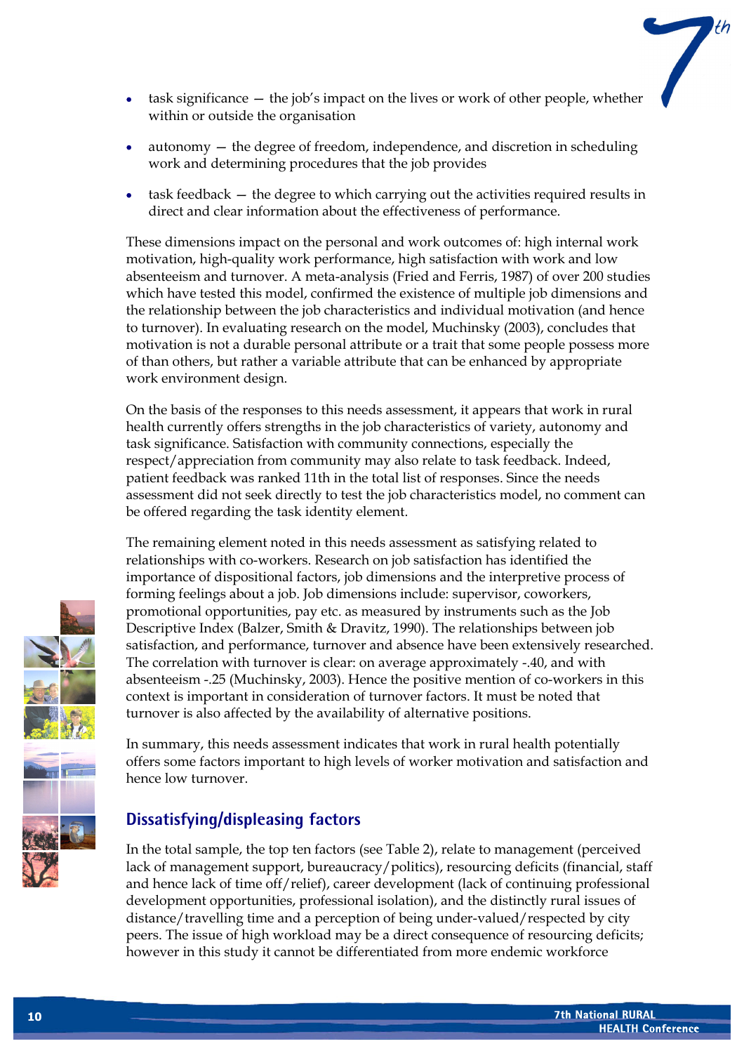- task significance — the job's impact on the lives or work of other people, whether within or outside the organisation
- autonomy — the degree of freedom, independence, and discretion in scheduling work and determining procedures that the job provides
- task feedback — the degree to which carrying out the activities required results in direct and clear information about the effectiveness of performance.

These dimensions impact on the personal and work outcomes of: high internal work motivation, high-quality work performance, high satisfaction with work and low absenteeism and turnover. A meta-analysis (Fried and Ferris, 1987) of over 200 studies which have tested this model, confirmed the existence of multiple job dimensions and the relationship between the job characteristics and individual motivation (and hence to turnover). In evaluating research on the model, Muchinsky (2003), concludes that motivation is not a durable personal attribute or a trait that some people possess more of than others, but rather a variable attribute that can be enhanced by appropriate work environment design.

On the basis of the responses to this needs assessment, it appears that work in rural health currently offers strengths in the job characteristics of variety, autonomy and task significance. Satisfaction with community connections, especially the respect/appreciation from community may also relate to task feedback. Indeed, patient feedback was ranked 11th in the total list of responses. Since the needs assessment did not seek directly to test the job characteristics model, no comment can be offered regarding the task identity element.

The remaining element noted in this needs assessment as satisfying related to relationships with co-workers. Research on job satisfaction has identified the importance of dispositional factors, job dimensions and the interpretive process of forming feelings about a job. Job dimensions include: supervisor, coworkers, promotional opportunities, pay etc. as measured by instruments such as the Job Descriptive Index (Balzer, Smith & Dravitz, 1990). The relationships between job satisfaction, and performance, turnover and absence have been extensively researched. The correlation with turnover is clear: on average approximately -.40, and with absenteeism -.25 (Muchinsky, 2003). Hence the positive mention of co-workers in this context is important in consideration of turnover factors. It must be noted that turnover is also affected by the availability of alternative positions.

In summary, this needs assessment indicates that work in rural health potentially offers some factors important to high levels of worker motivation and satisfaction and hence low turnover.

## Dissatisfying/displeasing factors

In the total sample, the top ten factors (see Table 2), relate to management (perceived lack of management support, bureaucracy/politics), resourcing deficits (financial, staff and hence lack of time off/relief), career development (lack of continuing professional development opportunities, professional isolation), and the distinctly rural issues of distance/travelling time and a perception of being under-valued/respected by city peers. The issue of high workload may be a direct consequence of resourcing deficits; however in this study it cannot be differentiated from more endemic workforce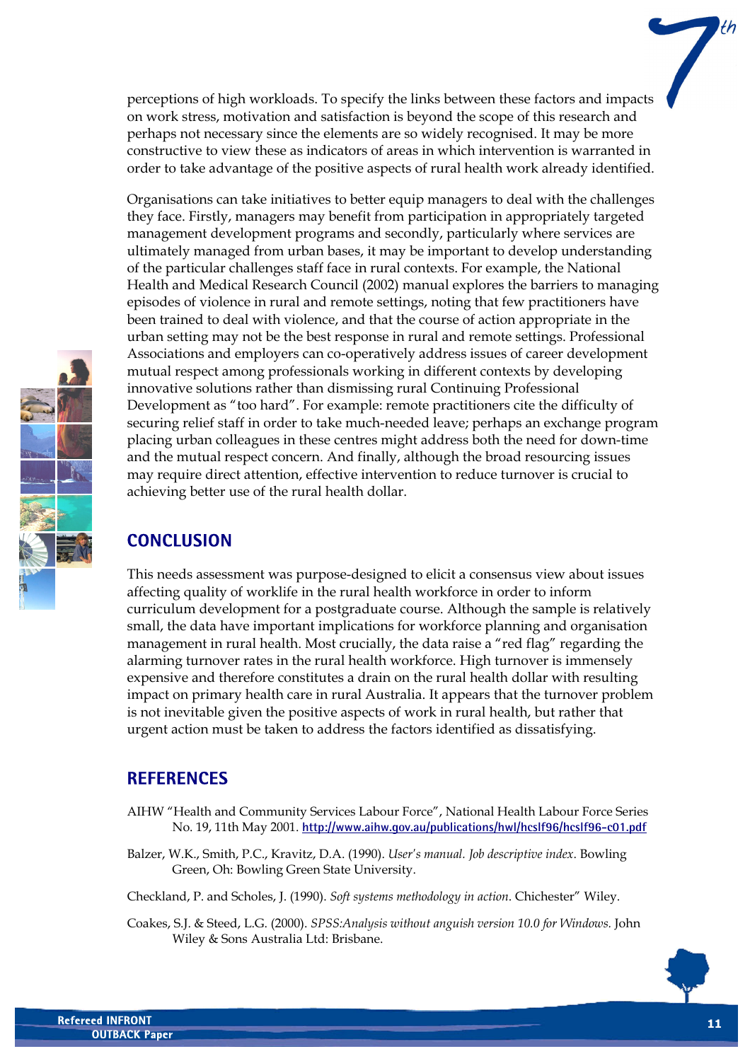perceptions of high workloads. To specify the links between these factors and impacts on work stress, motivation and satisfaction is beyond the scope of this research and perhaps not necessary since the elements are so widely recognised. It may be more constructive to view these as indicators of areas in which intervention is warranted in order to take advantage of the positive aspects of rural health work already identified.

Organisations can take initiatives to better equip managers to deal with the challenges they face. Firstly, managers may benefit from participation in appropriately targeted management development programs and secondly, particularly where services are ultimately managed from urban bases, it may be important to develop understanding of the particular challenges staff face in rural contexts. For example, the National Health and Medical Research Council (2002) manual explores the barriers to managing episodes of violence in rural and remote settings, noting that few practitioners have been trained to deal with violence, and that the course of action appropriate in the urban setting may not be the best response in rural and remote settings. Professional Associations and employers can co-operatively address issues of career development mutual respect among professionals working in different contexts by developing innovative solutions rather than dismissing rural Continuing Professional Development as "too hard". For example: remote practitioners cite the difficulty of securing relief staff in order to take much-needed leave; perhaps an exchange program placing urban colleagues in these centres might address both the need for down-time and the mutual respect concern. And finally, although the broad resourcing issues may require direct attention, effective intervention to reduce turnover is crucial to achieving better use of the rural health dollar.

## CONCLUSION

This needs assessment was purpose-designed to elicit a consensus view about issues affecting quality of worklife in the rural health workforce in order to inform curriculum development for a postgraduate course. Although the sample is relatively small, the data have important implications for workforce planning and organisation management in rural health. Most crucially, the data raise a "red flag" regarding the alarming turnover rates in the rural health workforce. High turnover is immensely expensive and therefore constitutes a drain on the rural health dollar with resulting impact on primary health care in rural Australia. It appears that the turnover problem is not inevitable given the positive aspects of work in rural health, but rather that urgent action must be taken to address the factors identified as dissatisfying.

## REFERENCES

AIHW "Health and Community Services Labour Force", National Health Labour Force Series No. 19, 11th May 2001. http://www.aihw.gov.au/publications/hwl/hcslf96/hcslf96-c01.pdf

Balzer, W.K., Smith, P.C., Kravitz, D.A. (1990). *User's manual. Job descriptive index*. Bowling Green, Oh: Bowling Green State University.

Checkland, P. and Scholes, J. (1990). *Soft systems methodology in action*. Chichester" Wiley.

Coakes, S.J. & Steed, L.G. (2000). *SPSS:Analysis without anguish version 10.0 for Windows.* John Wiley & Sons Australia Ltd: Brisbane.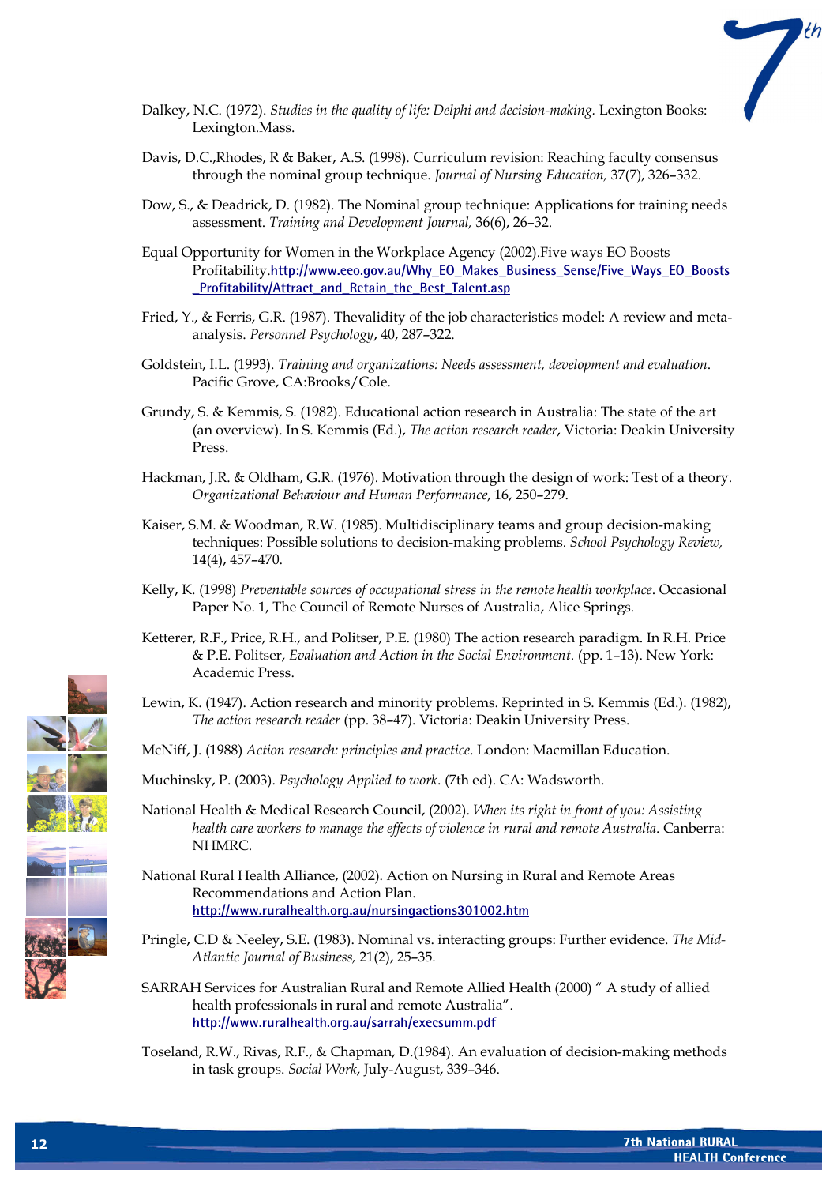Dalkey, N.C. (1972). *Studies in the quality of life: Delphi and decision-making*. Lexington Books: Lexington.Mass.

Davis, D.C.,Rhodes, R & Baker, A.S. (1998). Curriculum revision: Reaching faculty consensus through the nominal group technique. *Journal of Nursing Education,* 37(7), 326–332.

Dow, S., & Deadrick, D. (1982). The Nominal group technique: Applications for training needs assessment. *Training and Development Journal,* 36(6), 26–32.

Equal Opportunity for Women in the Workplace Agency (2002).Five ways EO Boosts Profitability.**http://www.eeo.gov.au/Why_EO_Makes_Business_Sense/Five_Ways_EO_Boosts_Profitability/Attract_and_Retain_the_Best_Talent.asp**

Fried, Y., & Ferris, G.R. (1987). Thevalidity of the job characteristics model: A review and meta-analysis. *Personnel Psychology*, 40, 287–322.

Goldstein, I.L. (1993). *Training and organizations: Needs assessment, development and evaluation*. Pacific Grove, CA:Brooks/Cole.

Grundy, S. & Kemmis, S. (1982). Educational action research in Australia: The state of the art (an overview). In S. Kemmis (Ed.), *The action research reader*, Victoria: Deakin University Press.

Hackman, J.R. & Oldham, G.R. (1976). Motivation through the design of work: Test of a theory. *Organizational Behaviour and Human Performance*, 16, 250–279.

Kaiser, S.M. & Woodman, R.W. (1985). Multidisciplinary teams and group decision-making techniques: Possible solutions to decision-making problems. *School Psychology Review,* 14(4), 457–470.

Kelly, K. (1998) *Preventable sources of occupational stress in the remote health workplace*. Occasional Paper No. 1, The Council of Remote Nurses of Australia, Alice Springs.

Ketterer, R.F., Price, R.H., and Politser, P.E. (1980) The action research paradigm. In R.H. Price & P.E. Politser, *Evaluation and Action in the Social Environment*. (pp. 1–13). New York: Academic Press.

Lewin, K. (1947). Action research and minority problems. Reprinted in S. Kemmis (Ed.). (1982), *The action research reader* (pp. 38–47). Victoria: Deakin University Press.

McNiff, J. (1988) *Action research: principles and practice*. London: Macmillan Education.

Muchinsky, P. (2003). *Psychology Applied to work*. (7th ed). CA: Wadsworth.

National Health & Medical Research Council, (2002). *When its right in front of you: Assisting health care workers to manage the effects of violence in rural and remote Australia*. Canberra: NHMRC.

National Rural Health Alliance, (2002). Action on Nursing in Rural and Remote Areas Recommendations and Action Plan. **http://www.ruralhealth.org.au/nursingactions301002.htm**

Pringle, C.D & Neeley, S.E. (1983). Nominal vs. interacting groups: Further evidence. *The Mid-Atlantic Journal of Business,* 21(2), 25–35.

SARRAH Services for Australian Rural and Remote Allied Health (2000) " A study of allied health professionals in rural and remote Australia". **http://www.ruralhealth.org.au/sarrah/execsumm.pdf**

Toseland, R.W., Rivas, R.F., & Chapman, D.(1984). An evaluation of decision-making methods in task groups. *Social Work*, July-August, 339–346.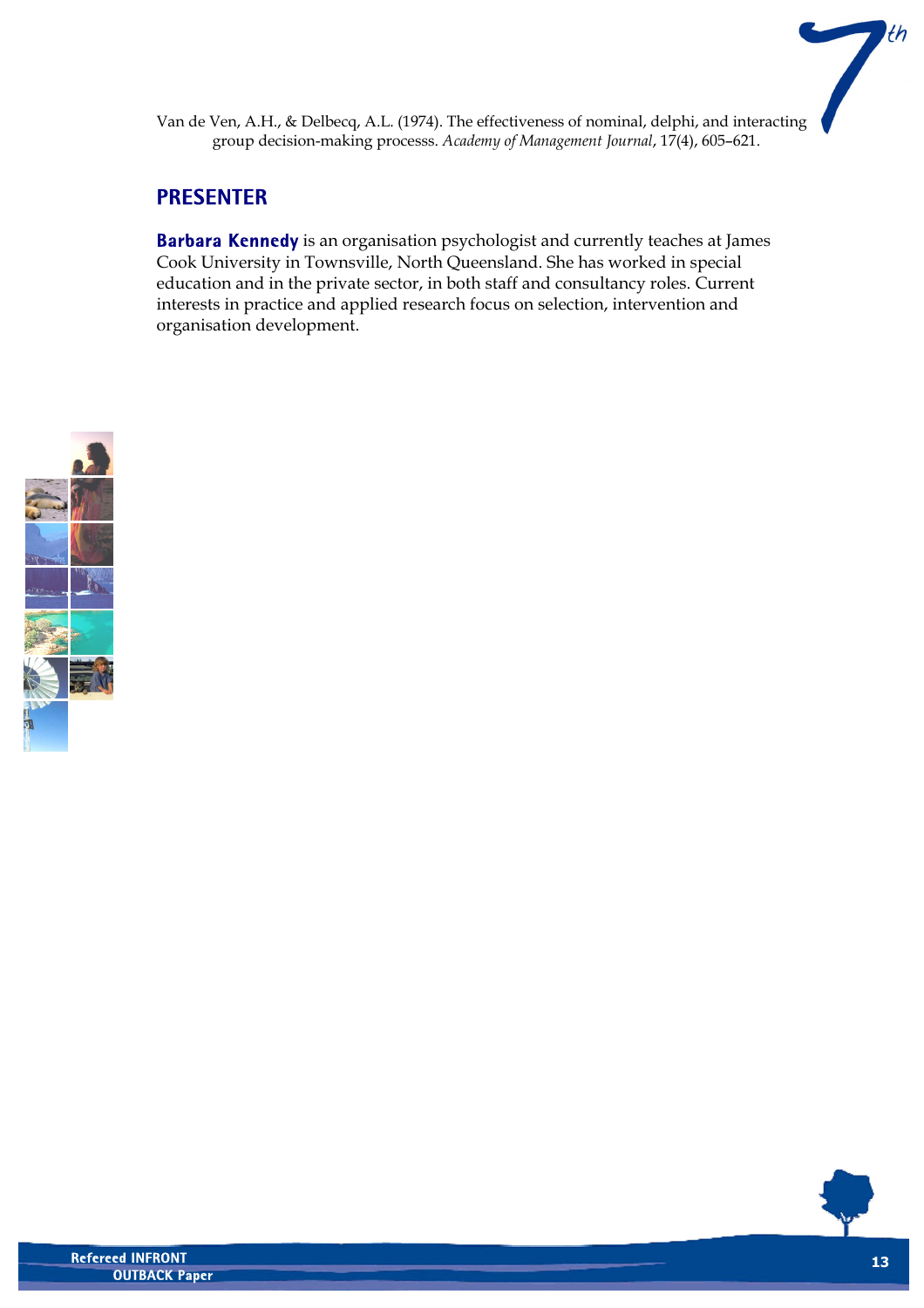Van de Ven, A.H., & Delbecq, A.L. (1974). The effectiveness of nominal, delphi, and interacting group decision-making processs. *Academy of Management Journal*, 17(4), 605–621.

## PRESENTER

**Barbara Kennedy** is an organisation psychologist and currently teaches at James Cook University in Townsville, North Queensland. She has worked in special education and in the private sector, in both staff and consultancy roles. Current interests in practice and applied research focus on selection, intervention and organisation development.